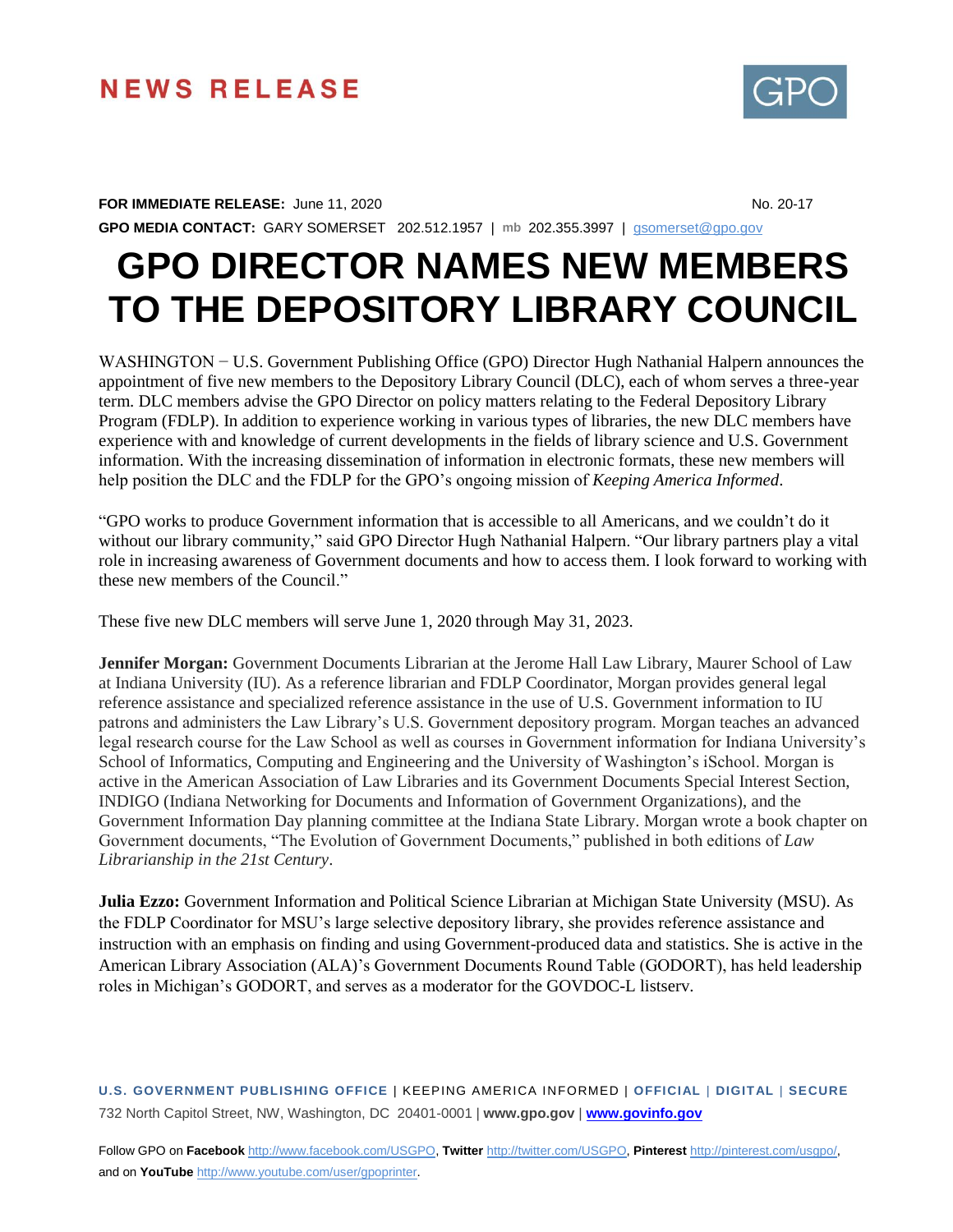# NEWS RELEASE

**FOR IMMEDIATE RELEASE:** June 11, 2020 No. 20-17

**GPO MEDIA CONTACT:** GARY SOMERSET 202.512.1957 | mb 202.355.3997 | gsomerset@gpo.gov

# GPO DIRECTOR NAMES NEW MEMBERS TO THE DEPOSITORY LIBRARY COUNCIL

WASHINGTON − U.S. Government Publishing Office (GPO) Director Hugh Nathanial Halpern announces the appointment of five new members to the Depository Library Council (DLC), each of whom serves a three-year term. DLC members advise the GPO Director on policy matters relating to the Federal Depository Library Program (FDLP). In addition to experience working in various types of libraries, the new DLC members have experience with and knowledge of current developments in the fields of library science and U.S. Government information. With the increasing dissemination of information in electronic formats, these new members will help position the DLC and the FDLP for the GPO's ongoing mission of *Keeping America Informed*.

"GPO works to produce Government information that is accessible to all Americans, and we couldn't do it without our library community," said GPO Director Hugh Nathanial Halpern. "Our library partners play a vital role in increasing awareness of Government documents and how to access them. I look forward to working with these new members of the Council."

These five new DLC members will serve June 1, 2020 through May 31, 2023.

**Jennifer Morgan:** Government Documents Librarian at the Jerome Hall Law Library, Maurer School of Law at Indiana University (IU). As a reference librarian and FDLP Coordinator, Morgan provides general legal reference assistance and specialized reference assistance in the use of U.S. Government information to IU patrons and administers the Law Library's U.S. Government depository program. Morgan teaches an advanced legal research course for the Law School as well as courses in Government information for Indiana University's School of Informatics, Computing and Engineering and the University of Washington's iSchool. Morgan is active in the American Association of Law Libraries and its Government Documents Special Interest Section, INDIGO (Indiana Networking for Documents and Information of Government Organizations), and the Government Information Day planning committee at the Indiana State Library. Morgan wrote a book chapter on Government documents, "The Evolution of Government Documents," published in both editions of *Law Librarianship in the 21st Century*.

**Julia Ezzo:** Government Information and Political Science Librarian at Michigan State University (MSU). As the FDLP Coordinator for MSU's large selective depository library, she provides reference assistance and instruction with an emphasis on finding and using Government-produced data and statistics. She is active in the American Library Association (ALA)'s Government Documents Round Table (GODORT), has held leadership roles in Michigan's GODORT, and serves as a moderator for the GOVDOC-L listserv.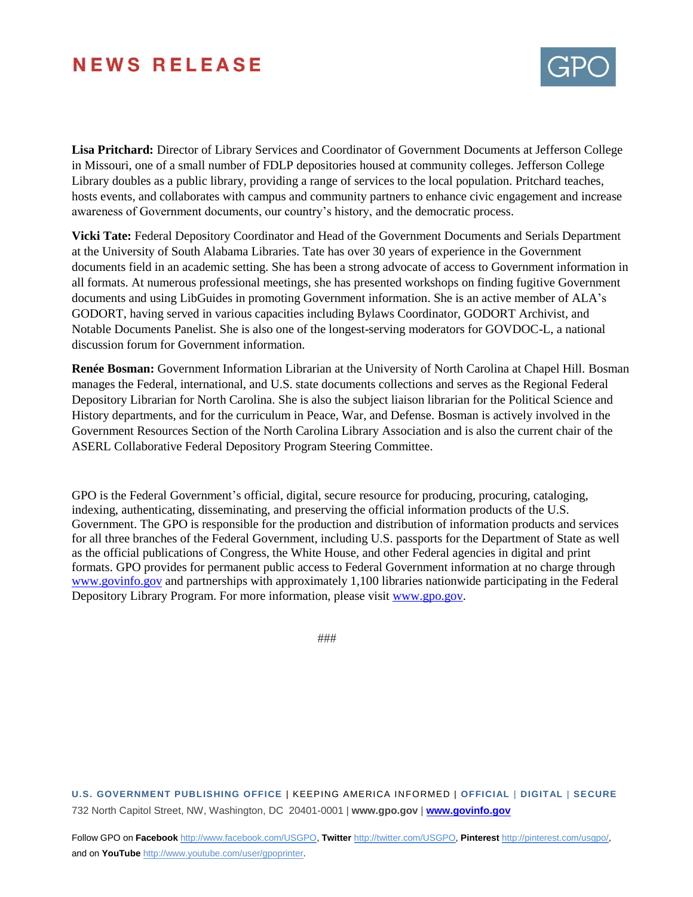**Lisa Pritchard:** Director of Library Services and Coordinator of Government Documents at Jefferson College in Missouri, one of a small number of FDLP depositories housed at community colleges. Jefferson College Library doubles as a public library, providing a range of services to the local population. Pritchard teaches, hosts events, and collaborates with campus and community partners to enhance civic engagement and increase awareness of Government documents, our country's history, and the democratic process.

**Vicki Tate:** Federal Depository Coordinator and Head of the Government Documents and Serials Department at the University of South Alabama Libraries. Tate has over 30 years of experience in the Government documents field in an academic setting. She has been a strong advocate of access to Government information in all formats. At numerous professional meetings, she has presented workshops on finding fugitive Government documents and using LibGuides in promoting Government information. She is an active member of ALA's GODORT, having served in various capacities including Bylaws Coordinator, GODORT Archivist, and Notable Documents Panelist. She is also one of the longest-serving moderators for GOVDOC-L, a national discussion forum for Government information.

**Renée Bosman:** Government Information Librarian at the University of North Carolina at Chapel Hill. Bosman manages the Federal, international, and U.S. state documents collections and serves as the Regional Federal Depository Librarian for North Carolina. She is also the subject liaison librarian for the Political Science and History departments, and for the curriculum in Peace, War, and Defense. Bosman is actively involved in the Government Resources Section of the North Carolina Library Association and is also the current chair of the ASERL Collaborative Federal Depository Program Steering Committee.

GPO is the Federal Government's official, digital, secure resource for producing, procuring, cataloging, indexing, authenticating, disseminating, and preserving the official information products of the U.S. Government. The GPO is responsible for the production and distribution of information products and services for all three branches of the Federal Government, including U.S. passports for the Department of State as well as the official publications of Congress, the White House, and other Federal agencies in digital and print formats. GPO provides for permanent public access to Federal Government information at no charge through www.govinfo.gov and partnerships with approximately 1,100 libraries nationwide participating in the Federal Depository Library Program. For more information, please visit www.gpo.gov.

###

**U.S. GOVERNMENT PUBLISHING OFFICE** | KEEPING AMERICA INFORMED | **OFFICIAL** | **DIGITAL** | **SECURE**

732 North Capitol Street, NW, Washington, DC 20401-0001 | **www.gpo.gov** | **www.govinfo.gov**

Follow GPO on **Facebook** http://www.facebook.com/USGPO, **Twitter** http://twitter.com/USGPO, **Pinterest** http://pinterest.com/usgpo/, and on **YouTube** http://www.youtube.com/user/gpoprinter.